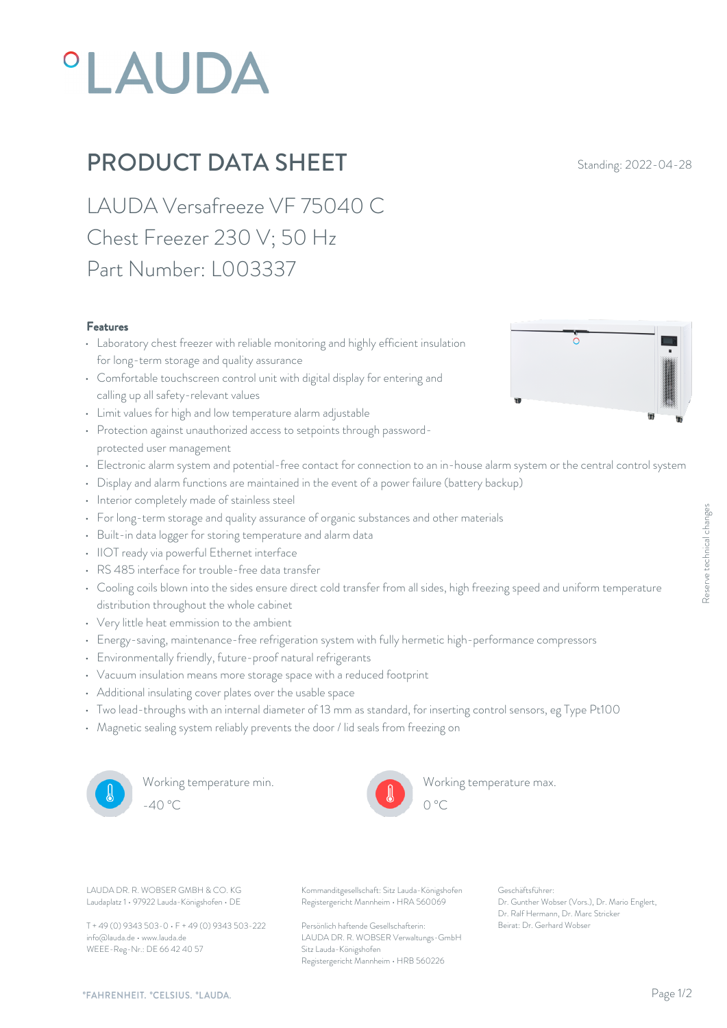# PRODUCT DATA SHEET

Standing: 2022-04-28

## LAUDA Versafreeze VF 75040 C
## Chest Freezer 230 V; 50 Hz
## Part Number: L003337

### Features

- Laboratory chest freezer with reliable monitoring and highly efficient insulation for long-term storage and quality assurance
- Comfortable touchscreen control unit with digital display for entering and calling up all safety-relevant values
- Limit values for high and low temperature alarm adjustable
- Protection against unauthorized access to setpoints through password-protected user management
- Electronic alarm system and potential-free contact for connection to an in-house alarm system or the central control system
- Display and alarm functions are maintained in the event of a power failure (battery backup)
- Interior completely made of stainless steel
- For long-term storage and quality assurance of organic substances and other materials
- Built-in data logger for storing temperature and alarm data
- IIOT ready via powerful Ethernet interface
- RS 485 interface for trouble-free data transfer
- Cooling coils blown into the sides ensure direct cold transfer from all sides, high freezing speed and uniform temperature distribution throughout the whole cabinet
- Very little heat emmission to the ambient
- Energy-saving, maintenance-free refrigeration system with fully hermetic high-performance compressors
- Environmentally friendly, future-proof natural refrigerants
- Vacuum insulation means more storage space with a reduced footprint
- Additional insulating cover plates over the usable space
- Two lead-throughs with an internal diameter of 13 mm as standard, for inserting control sensors, eg Type Pt100
- Magnetic sealing system reliably prevents the door / lid seals from freezing on

Working temperature min.
-40 °C

Working temperature max.
0 °C

Reserve technical changes

LAUDA DR. R. WOBSER GMBH & CO. KG
Laudaplatz 1 • 97922 Lauda-Königshofen • DE

T + 49 (0) 9343 503-0 • F + 49 (0) 9343 503-222
info@lauda.de • www.lauda.de
WEEE-Reg-Nr.: DE 66 42 40 57

Kommanditgesellschaft: Sitz Lauda-Königshofen
Registergericht Mannheim • HRA 560069

Persönlich haftende Gesellschafterin:
LAUDA DR. R. WOBSER Verwaltungs-GmbH
Sitz Lauda-Königshofen
Registergericht Mannheim • HRB 560226

Geschäftsführer:
Dr. Gunther Wobser (Vors.), Dr. Mario Englert, Dr. Ralf Hermann, Dr. Marc Stricker
Beirat: Dr. Gerhard Wobser

°FAHRENHEIT. °CELSIUS. °LAUDA.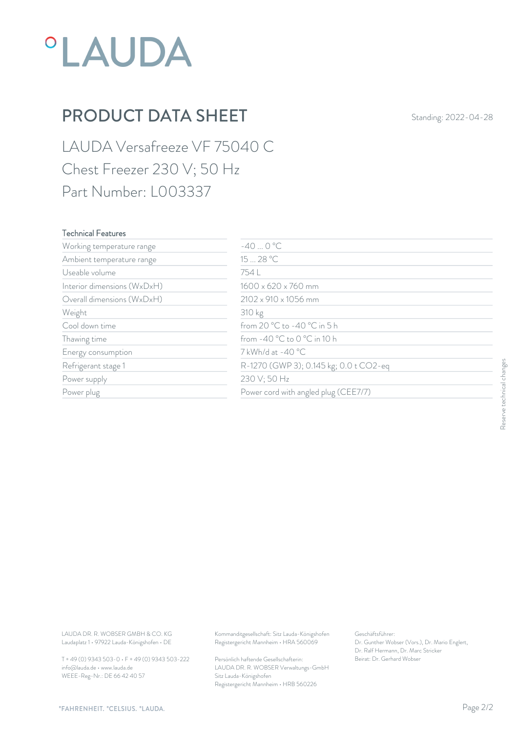°LAUDA

# PRODUCT DATA SHEET

Standing: 2022-04-28

## LAUDA Versafreeze VF 75040 C
## Chest Freezer 230 V; 50 Hz
## Part Number: L003337

| Technical Features | |
| --- | --- |
| Working temperature range | -40 ... 0 °C |
| Ambient temperature range | 15 ... 28 °C |
| Useable volume | 754 L |
| Interior dimensions (WxDxH) | 1600 x 620 x 760 mm |
| Overall dimensions (WxDxH) | 2102 x 910 x 1056 mm |
| Weight | 310 kg |
| Cool down time | from 20 °C to -40 °C in 5 h |
| Thawing time | from -40 °C to 0 °C in 10 h |
| Energy consumption | 7 kWh/d at -40 °C |
| Refrigerant stage 1 | R-1270 (GWP 3); 0.145 kg; 0.0 t $CO_2$-eq |
| Power supply | 230 V; 50 Hz |
| Power plug | Power cord with angled plug (CEE7/7) |

Reserve technical changes

LAUDA DR. R. WOBSER GMBH & CO. KG
Laudaplatz 1 • 97922 Lauda-Königshofen • DE

T + 49 (0) 9343 503-0 • F + 49 (0) 9343 503-222
info@lauda.de • www.lauda.de
WEEE-Reg-Nr.: DE 66 42 40 57

Kommanditgesellschaft: Sitz Lauda-Königshofen
Registergericht Mannheim • HRA 560069

Persönlich haftende Gesellschafterin:
LAUDA DR. R. WOBSER Verwaltungs-GmbH
Sitz Lauda-Königshofen
Registergericht Mannheim • HRB 560226

Geschäftsführer:
Dr. Gunther Wobser (Vors.), Dr. Mario Englert,
Dr. Ralf Hermann, Dr. Marc Stricker
Beirat: Dr. Gerhard Wobser

°FAHRENHEIT. °CELSIUS. °LAUDA.